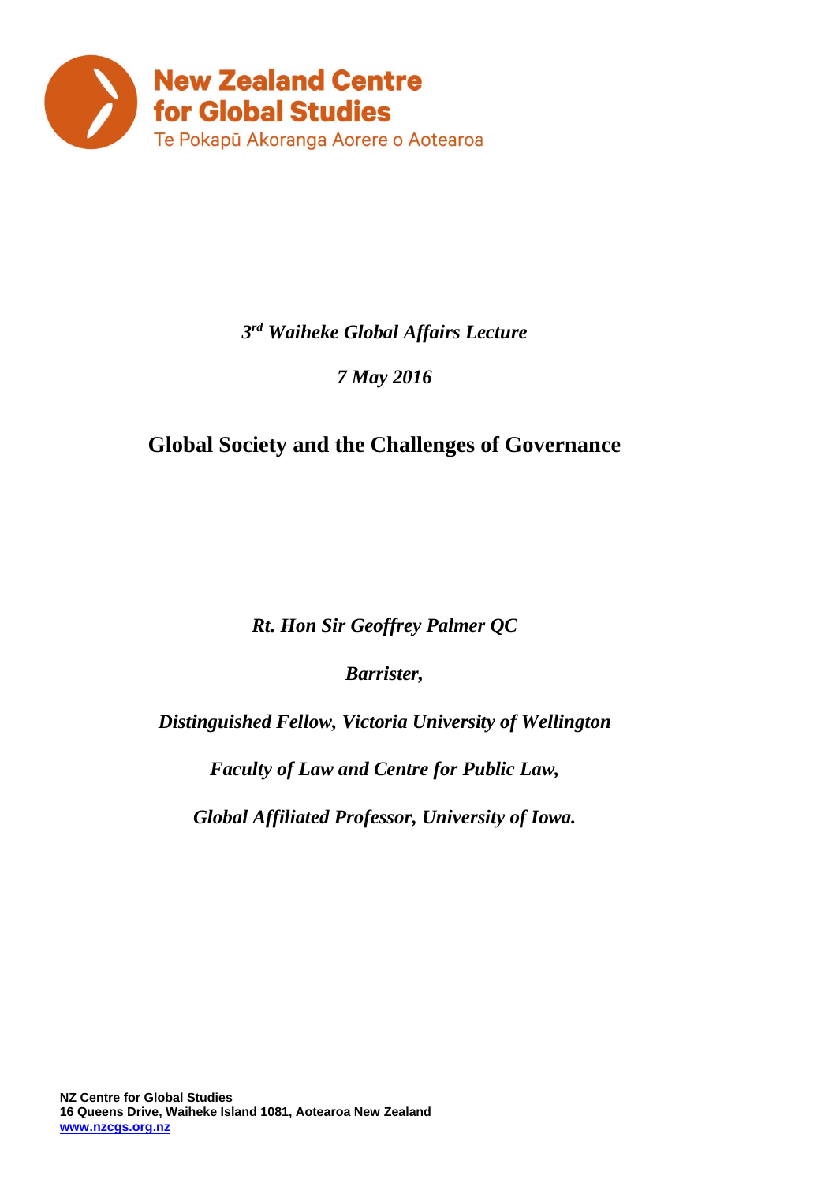**New Zealand Centre for Global Studies**
Te Pokapū Akoranga Aorere o Aotearoa

*3rd Waiheke Global Affairs Lecture*

*7 May 2016*

# Global Society and the Challenges of Governance

*Rt. Hon Sir Geoffrey Palmer QC*

*Barrister,*

*Distinguished Fellow, Victoria University of Wellington*

*Faculty of Law and Centre for Public Law,*

*Global Affiliated Professor, University of Iowa.*

**NZ Centre for Global Studies**
**16 Queens Drive, Waiheke Island 1081, Aotearoa New Zealand**
**www.nzcgs.org.nz**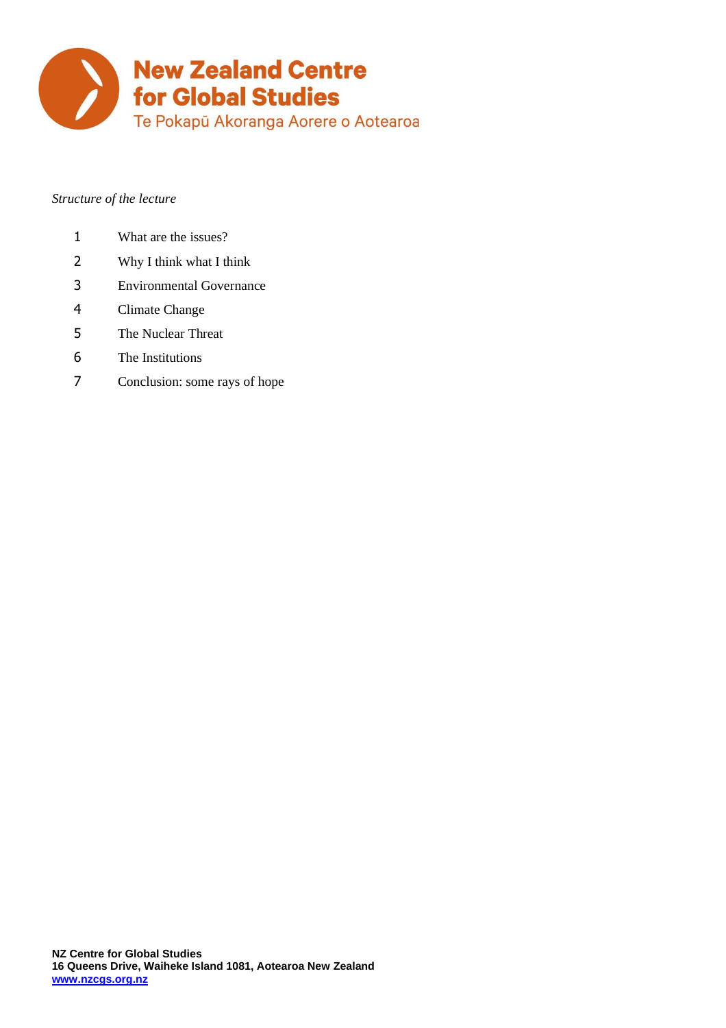*Structure of the lecture*

1. What are the issues?
2. Why I think what I think
3. Environmental Governance
4. Climate Change
5. The Nuclear Threat
6. The Institutions
7. Conclusion: some rays of hope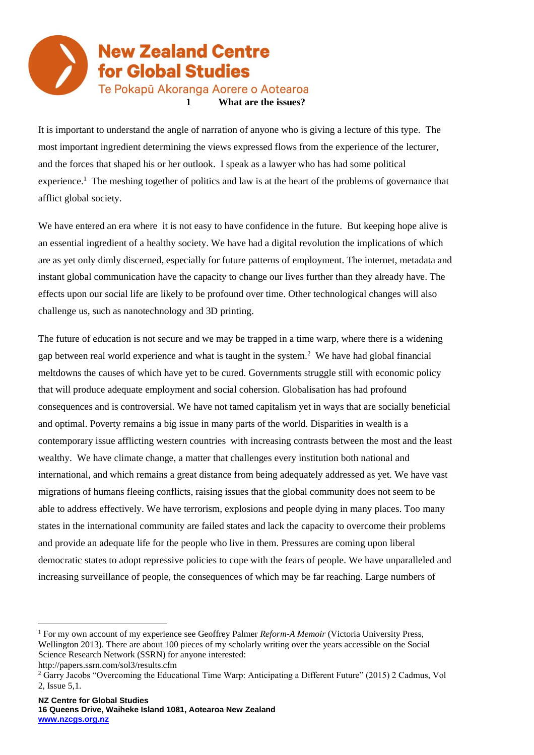## 1 What are the issues?

It is important to understand the angle of narration of anyone who is giving a lecture of this type. The most important ingredient determining the views expressed flows from the experience of the lecturer, and the forces that shaped his or her outlook. I speak as a lawyer who has had some political experience.[1] The meshing together of politics and law is at the heart of the problems of governance that afflict global society.

We have entered an era where it is not easy to have confidence in the future. But keeping hope alive is an essential ingredient of a healthy society. We have had a digital revolution the implications of which are as yet only dimly discerned, especially for future patterns of employment. The internet, metadata and instant global communication have the capacity to change our lives further than they already have. The effects upon our social life are likely to be profound over time. Other technological changes will also challenge us, such as nanotechnology and 3D printing.

The future of education is not secure and we may be trapped in a time warp, where there is a widening gap between real world experience and what is taught in the system.[2] We have had global financial meltdowns the causes of which have yet to be cured. Governments struggle still with economic policy that will produce adequate employment and social cohesion. Globalisation has had profound consequences and is controversial. We have not tamed capitalism yet in ways that are socially beneficial and optimal. Poverty remains a big issue in many parts of the world. Disparities in wealth is a contemporary issue afflicting western countries with increasing contrasts between the most and the least wealthy. We have climate change, a matter that challenges every institution both national and international, and which remains a great distance from being adequately addressed as yet. We have vast migrations of humans fleeing conflicts, raising issues that the global community does not seem to be able to address effectively. We have terrorism, explosions and people dying in many places. Too many states in the international community are failed states and lack the capacity to overcome their problems and provide an adequate life for the people who live in them. Pressures are coming upon liberal democratic states to adopt repressive policies to cope with the fears of people. We have unparalleled and increasing surveillance of people, the consequences of which may be far reaching. Large numbers of

---

[1] For my own account of my experience see Geoffrey Palmer *Reform-A Memoir* (Victoria University Press, Wellington 2013). There are about 100 pieces of my scholarly writing over the years accessible on the Social Science Research Network (SSRN) for anyone interested: http://papers.ssrn.com/sol3/results.cfm

[2] Garry Jacobs "Overcoming the Educational Time Warp: Anticipating a Different Future" (2015) 2 Cadmus, Vol 2, Issue 5,1.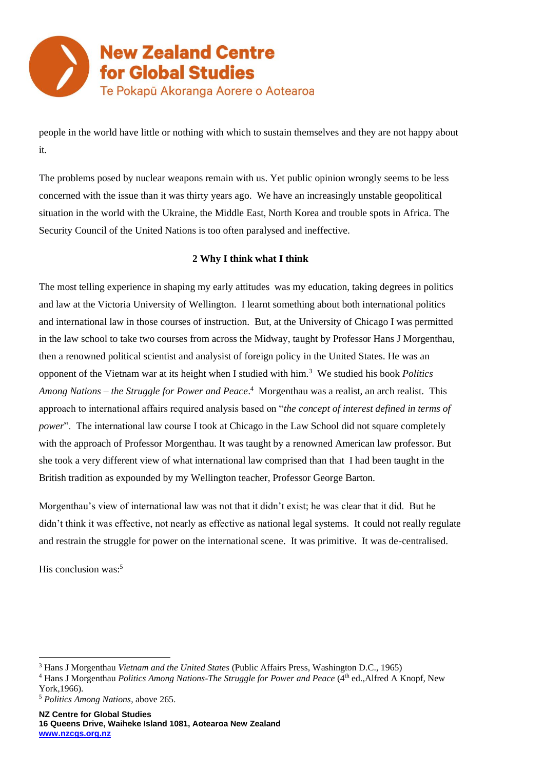people in the world have little or nothing with which to sustain themselves and they are not happy about it.

The problems posed by nuclear weapons remain with us. Yet public opinion wrongly seems to be less concerned with the issue than it was thirty years ago. We have an increasingly unstable geopolitical situation in the world with the Ukraine, the Middle East, North Korea and trouble spots in Africa. The Security Council of the United Nations is too often paralysed and ineffective.

## 2 Why I think what I think

The most telling experience in shaping my early attitudes was my education, taking degrees in politics and law at the Victoria University of Wellington. I learnt something about both international politics and international law in those courses of instruction. But, at the University of Chicago I was permitted in the law school to take two courses from across the Midway, taught by Professor Hans J Morgenthau, then a renowned political scientist and analyst of foreign policy in the United States. He was an opponent of the Vietnam war at its height when I studied with him.[3] We studied his book *Politics Among Nations – the Struggle for Power and Peace*.[4] Morgenthau was a realist, an arch realist. This approach to international affairs required analysis based on "*the concept of interest defined in terms of power*". The international law course I took at Chicago in the Law School did not square completely with the approach of Professor Morgenthau. It was taught by a renowned American law professor. But she took a very different view of what international law comprised than that I had been taught in the British tradition as expounded by my Wellington teacher, Professor George Barton.

Morgenthau's view of international law was not that it didn't exist; he was clear that it did. But he didn't think it was effective, not nearly as effective as national legal systems. It could not really regulate and restrain the struggle for power on the international scene. It was primitive. It was de-centralised.

His conclusion was:[5]

---

[3] Hans J Morgenthau *Vietnam and the United States* (Public Affairs Press, Washington D.C., 1965)

[4] Hans J Morgenthau *Politics Among Nations-The Struggle for Power and Peace* (4th ed.,Alfred A Knopf, New York,1966).

[5] *Politics Among Nations*, above 265.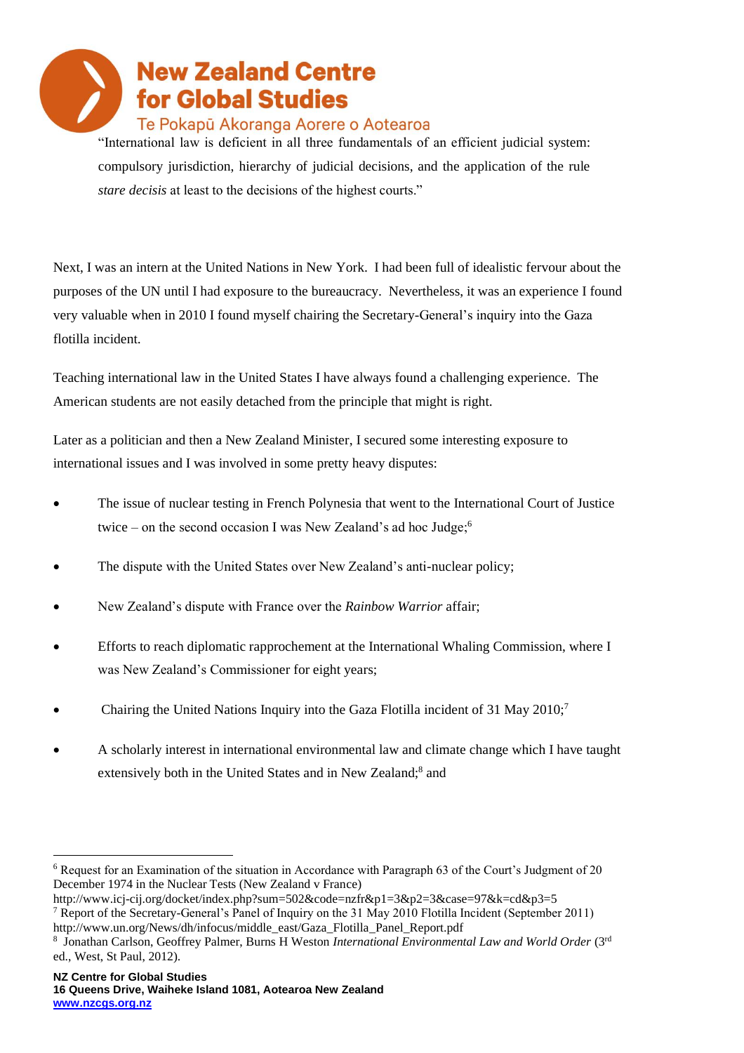"International law is deficient in all three fundamentals of an efficient judicial system: compulsory jurisdiction, hierarchy of judicial decisions, and the application of the rule *stare decisis* at least to the decisions of the highest courts."

Next, I was an intern at the United Nations in New York. I had been full of idealistic fervour about the purposes of the UN until I had exposure to the bureaucracy. Nevertheless, it was an experience I found very valuable when in 2010 I found myself chairing the Secretary-General's inquiry into the Gaza flotilla incident.

Teaching international law in the United States I have always found a challenging experience. The American students are not easily detached from the principle that might is right.

Later as a politician and then a New Zealand Minister, I secured some interesting exposure to international issues and I was involved in some pretty heavy disputes:

- The issue of nuclear testing in French Polynesia that went to the International Court of Justice twice – on the second occasion I was New Zealand's ad hoc Judge;[6]
- The dispute with the United States over New Zealand's anti-nuclear policy;
- New Zealand's dispute with France over the *Rainbow Warrior* affair;
- Efforts to reach diplomatic rapprochement at the International Whaling Commission, where I was New Zealand's Commissioner for eight years;
- Chairing the United Nations Inquiry into the Gaza Flotilla incident of 31 May 2010;[7]
- A scholarly interest in international environmental law and climate change which I have taught extensively both in the United States and in New Zealand;[8] and

---

[6] Request for an Examination of the situation in Accordance with Paragraph 63 of the Court's Judgment of 20 December 1974 in the Nuclear Tests (New Zealand v France) http://www.icj-cij.org/docket/index.php?sum=502&code=nzfr&p1=3&p2=3&case=97&k=cd&p3=5

[7] Report of the Secretary-General's Panel of Inquiry on the 31 May 2010 Flotilla Incident (September 2011) http://www.un.org/News/dh/infocus/middle_east/Gaza_Flotilla_Panel_Report.pdf

[8] Jonathan Carlson, Geoffrey Palmer, Burns H Weston *International Environmental Law and World Order* (3rd ed., West, St Paul, 2012).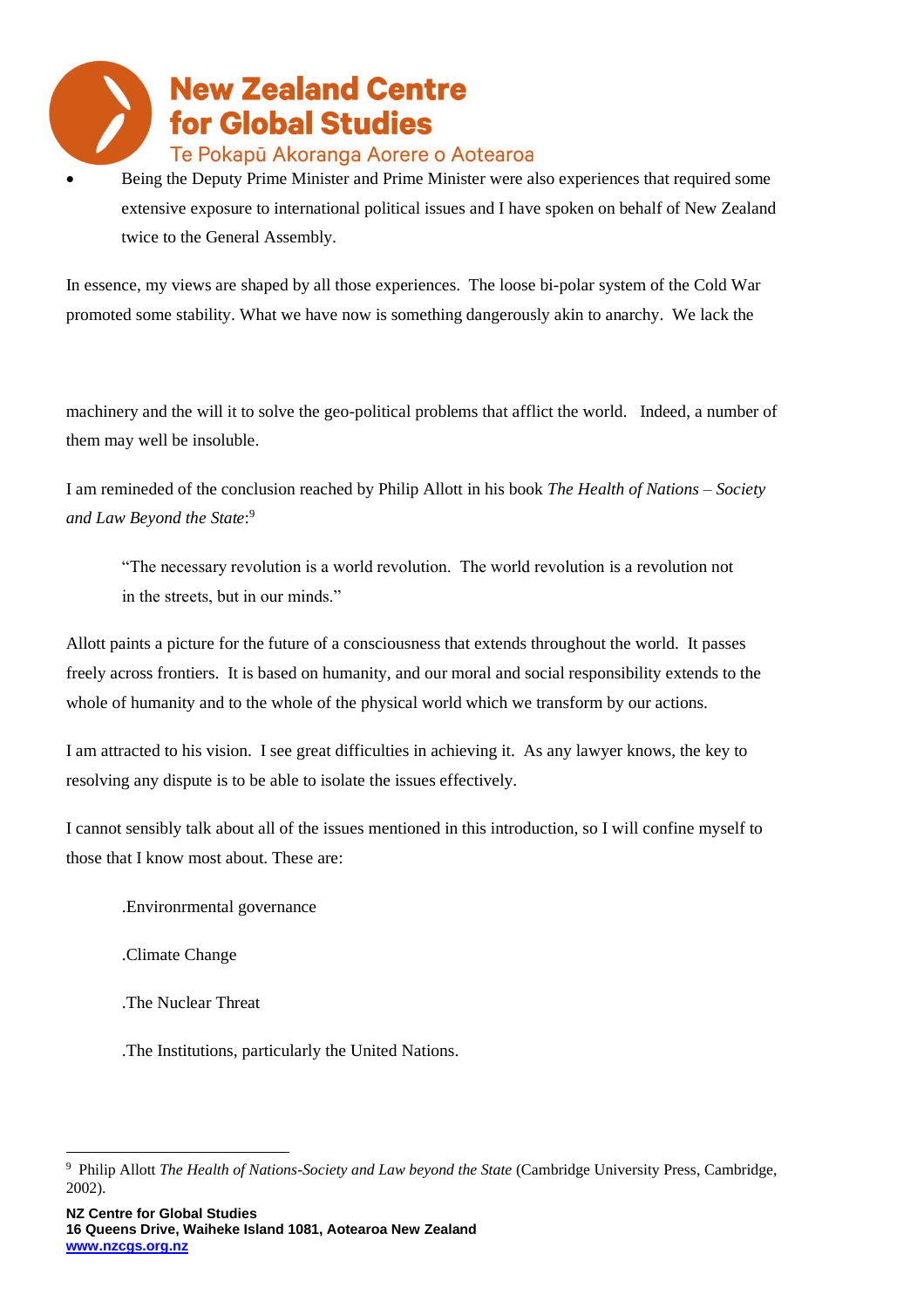- Being the Deputy Prime Minister and Prime Minister were also experiences that required some extensive exposure to international political issues and I have spoken on behalf of New Zealand twice to the General Assembly.

In essence, my views are shaped by all those experiences. The loose bi-polar system of the Cold War promoted some stability. What we have now is something dangerously akin to anarchy. We lack the machinery and the will it to solve the geo-political problems that afflict the world. Indeed, a number of them may well be insoluble.

I am remineded of the conclusion reached by Philip Allott in his book *The Health of Nations – Society and Law Beyond the State*:[9]

> "The necessary revolution is a world revolution. The world revolution is a revolution not in the streets, but in our minds."

Allott paints a picture for the future of a consciousness that extends throughout the world. It passes freely across frontiers. It is based on humanity, and our moral and social responsibility extends to the whole of humanity and to the whole of the physical world which we transform by our actions.

I am attracted to his vision. I see great difficulties in achieving it. As any lawyer knows, the key to resolving any dispute is to be able to isolate the issues effectively.

I cannot sensibly talk about all of the issues mentioned in this introduction, so I will confine myself to those that I know most about. These are:

.Environrmental governance

.Climate Change

.The Nuclear Threat

.The Institutions, particularly the United Nations.

---

[9] Philip Allott *The Health of Nations-Society and Law beyond the State* (Cambridge University Press, Cambridge, 2002).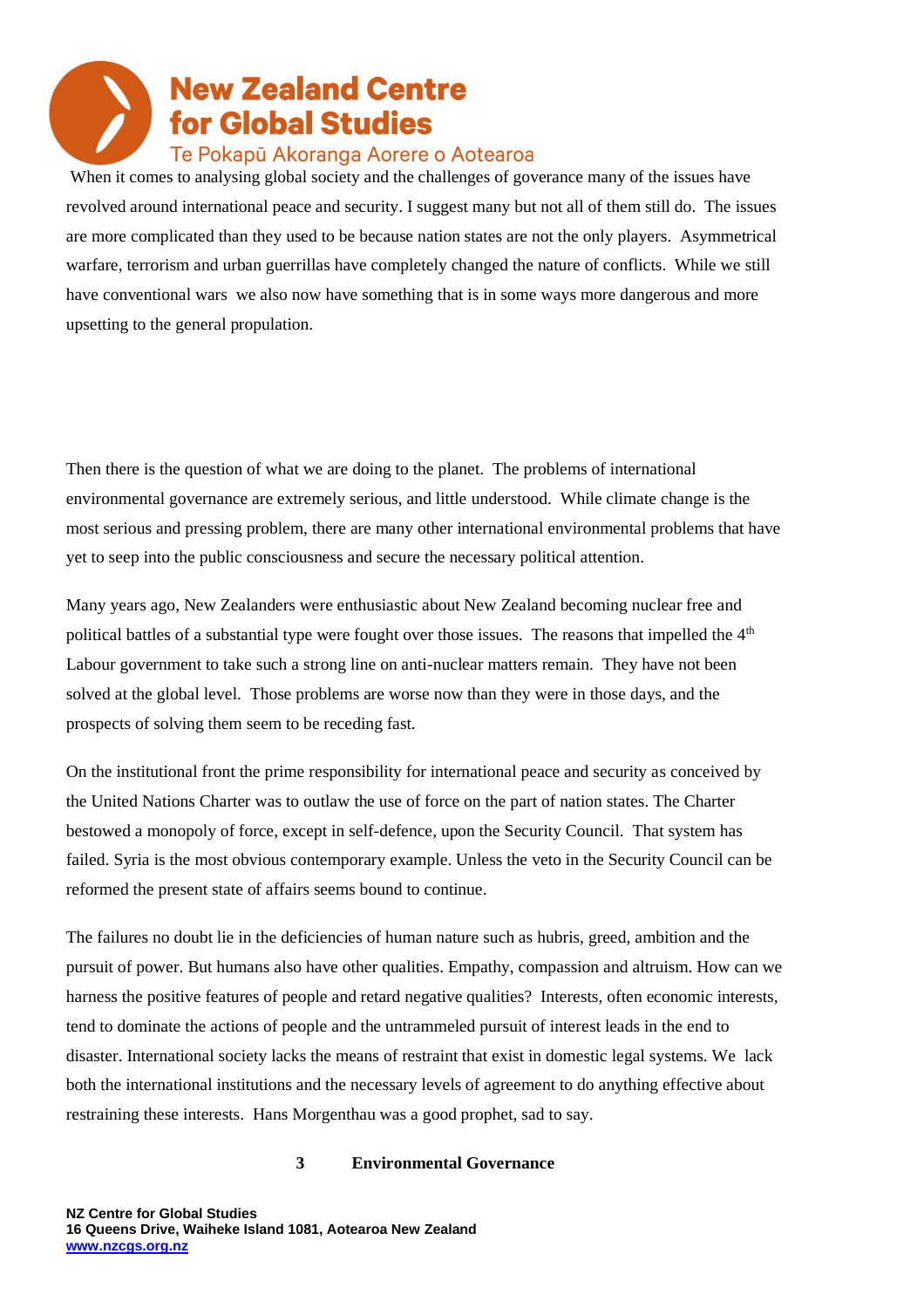When it comes to analysing global society and the challenges of goverance many of the issues have revolved around international peace and security. I suggest many but not all of them still do. The issues are more complicated than they used to be because nation states are not the only players. Asymmetrical warfare, terrorism and urban guerrillas have completely changed the nature of conflicts. While we still have conventional wars we also now have something that is in some ways more dangerous and more upsetting to the general propulation.

Then there is the question of what we are doing to the planet. The problems of international environmental governance are extremely serious, and little understood. While climate change is the most serious and pressing problem, there are many other international environmental problems that have yet to seep into the public consciousness and secure the necessary political attention.

Many years ago, New Zealanders were enthusiastic about New Zealand becoming nuclear free and political battles of a substantial type were fought over those issues. The reasons that impelled the 4th Labour government to take such a strong line on anti-nuclear matters remain. They have not been solved at the global level. Those problems are worse now than they were in those days, and the prospects of solving them seem to be receding fast.

On the institutional front the prime responsibility for international peace and security as conceived by the United Nations Charter was to outlaw the use of force on the part of nation states. The Charter bestowed a monopoly of force, except in self-defence, upon the Security Council. That system has failed. Syria is the most obvious contemporary example. Unless the veto in the Security Council can be reformed the present state of affairs seems bound to continue.

The failures no doubt lie in the deficiencies of human nature such as hubris, greed, ambition and the pursuit of power. But humans also have other qualities. Empathy, compassion and altruism. How can we harness the positive features of people and retard negative qualities? Interests, often economic interests, tend to dominate the actions of people and the untrammeled pursuit of interest leads in the end to disaster. International society lacks the means of restraint that exist in domestic legal systems. We lack both the international institutions and the necessary levels of agreement to do anything effective about restraining these interests. Hans Morgenthau was a good prophet, sad to say.

## 3 Environmental Governance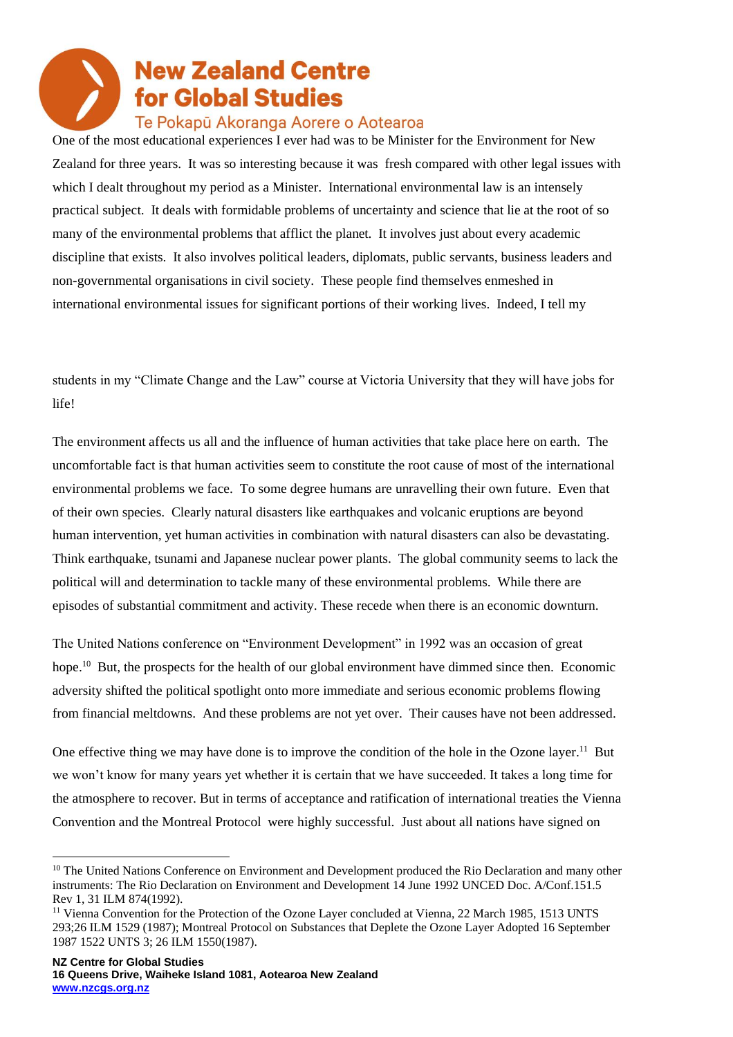One of the most educational experiences I ever had was to be Minister for the Environment for New Zealand for three years. It was so interesting because it was fresh compared with other legal issues with which I dealt throughout my period as a Minister. International environmental law is an intensely practical subject. It deals with formidable problems of uncertainty and science that lie at the root of so many of the environmental problems that afflict the planet. It involves just about every academic discipline that exists. It also involves political leaders, diplomats, public servants, business leaders and non-governmental organisations in civil society. These people find themselves enmeshed in international environmental issues for significant portions of their working lives. Indeed, I tell my students in my "Climate Change and the Law" course at Victoria University that they will have jobs for life!

The environment affects us all and the influence of human activities that take place here on earth. The uncomfortable fact is that human activities seem to constitute the root cause of most of the international environmental problems we face. To some degree humans are unravelling their own future. Even that of their own species. Clearly natural disasters like earthquakes and volcanic eruptions are beyond human intervention, yet human activities in combination with natural disasters can also be devastating. Think earthquake, tsunami and Japanese nuclear power plants. The global community seems to lack the political will and determination to tackle many of these environmental problems. While there are episodes of substantial commitment and activity. These recede when there is an economic downturn.

The United Nations conference on "Environment Development" in 1992 was an occasion of great hope.[10] But, the prospects for the health of our global environment have dimmed since then. Economic adversity shifted the political spotlight onto more immediate and serious economic problems flowing from financial meltdowns. And these problems are not yet over. Their causes have not been addressed.

One effective thing we may have done is to improve the condition of the hole in the Ozone layer.[11] But we won't know for many years yet whether it is certain that we have succeeded. It takes a long time for the atmosphere to recover. But in terms of acceptance and ratification of international treaties the Vienna Convention and the Montreal Protocol were highly successful. Just about all nations have signed on

---

[10] The United Nations Conference on Environment and Development produced the Rio Declaration and many other instruments: The Rio Declaration on Environment and Development 14 June 1992 UNCED Doc. A/Conf.151.5 Rev 1, 31 ILM 874(1992).

[11] Vienna Convention for the Protection of the Ozone Layer concluded at Vienna, 22 March 1985, 1513 UNTS 293;26 ILM 1529 (1987); Montreal Protocol on Substances that Deplete the Ozone Layer Adopted 16 September 1987 1522 UNTS 3; 26 ILM 1550(1987).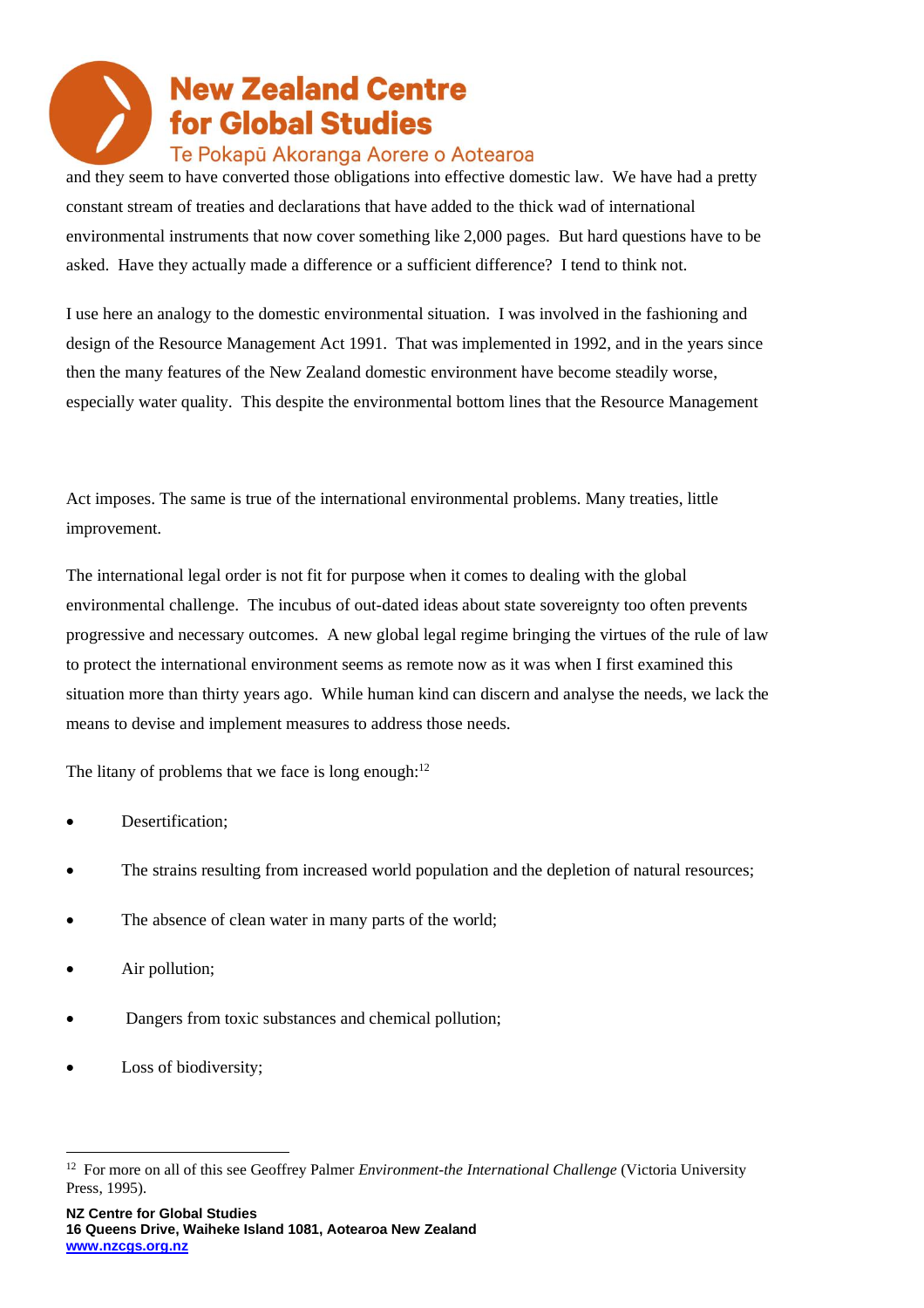and they seem to have converted those obligations into effective domestic law. We have had a pretty constant stream of treaties and declarations that have added to the thick wad of international environmental instruments that now cover something like 2,000 pages. But hard questions have to be asked. Have they actually made a difference or a sufficient difference? I tend to think not.

I use here an analogy to the domestic environmental situation. I was involved in the fashioning and design of the Resource Management Act 1991. That was implemented in 1992, and in the years since then the many features of the New Zealand domestic environment have become steadily worse, especially water quality. This despite the environmental bottom lines that the Resource Management Act imposes. The same is true of the international environmental problems. Many treaties, little improvement.

The international legal order is not fit for purpose when it comes to dealing with the global environmental challenge. The incubus of out-dated ideas about state sovereignty too often prevents progressive and necessary outcomes. A new global legal regime bringing the virtues of the rule of law to protect the international environment seems as remote now as it was when I first examined this situation more than thirty years ago. While human kind can discern and analyse the needs, we lack the means to devise and implement measures to address those needs.

The litany of problems that we face is long enough:[12]

- Desertification;
- The strains resulting from increased world population and the depletion of natural resources;
- The absence of clean water in many parts of the world;
- Air pollution;
- Dangers from toxic substances and chemical pollution;
- Loss of biodiversity;

[12] For more on all of this see Geoffrey Palmer *Environment-the International Challenge* (Victoria University Press, 1995).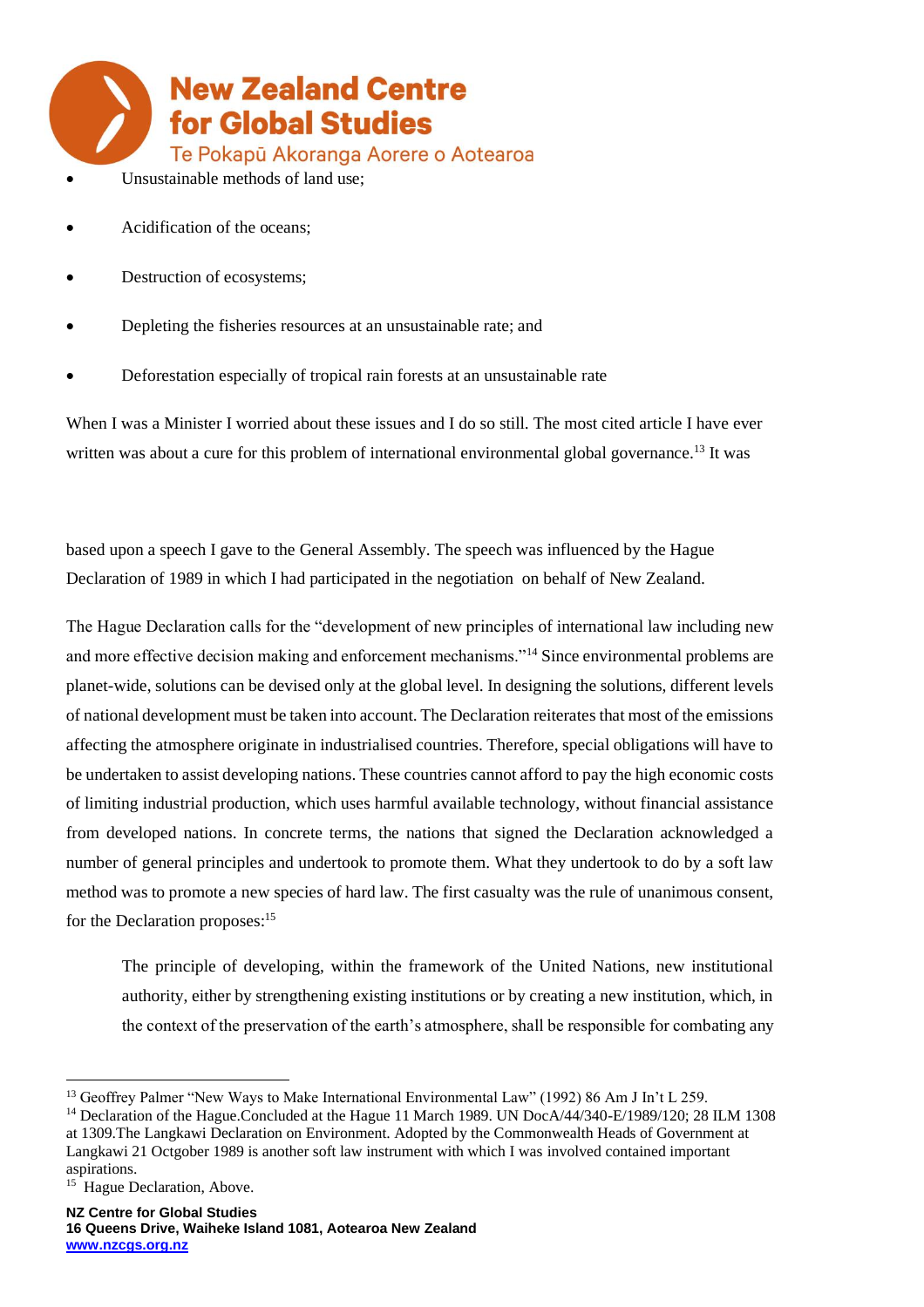- Unsustainable methods of land use;
- Acidification of the oceans;
- Destruction of ecosystems;
- Depleting the fisheries resources at an unsustainable rate; and
- Deforestation especially of tropical rain forests at an unsustainable rate

When I was a Minister I worried about these issues and I do so still. The most cited article I have ever written was about a cure for this problem of international environmental global governance.[13] It was based upon a speech I gave to the General Assembly. The speech was influenced by the Hague Declaration of 1989 in which I had participated in the negotiation on behalf of New Zealand.

The Hague Declaration calls for the "development of new principles of international law including new and more effective decision making and enforcement mechanisms."[14] Since environmental problems are planet-wide, solutions can be devised only at the global level. In designing the solutions, different levels of national development must be taken into account. The Declaration reiterates that most of the emissions affecting the atmosphere originate in industrialised countries. Therefore, special obligations will have to be undertaken to assist developing nations. These countries cannot afford to pay the high economic costs of limiting industrial production, which uses harmful available technology, without financial assistance from developed nations. In concrete terms, the nations that signed the Declaration acknowledged a number of general principles and undertook to promote them. What they undertook to do by a soft law method was to promote a new species of hard law. The first casualty was the rule of unanimous consent, for the Declaration proposes:[15]

> The principle of developing, within the framework of the United Nations, new institutional authority, either by strengthening existing institutions or by creating a new institution, which, in the context of the preservation of the earth's atmosphere, shall be responsible for combating any

---

[13] Geoffrey Palmer "New Ways to Make International Environmental Law" (1992) 86 Am J In't L 259.

[14] Declaration of the Hague.Concluded at the Hague 11 March 1989. UN DocA/44/340-E/1989/120; 28 ILM 1308 at 1309.The Langkawi Declaration on Environment. Adopted by the Commonwealth Heads of Government at Langkawi 21 Octgober 1989 is another soft law instrument with which I was involved contained important aspirations.

[15] Hague Declaration, Above.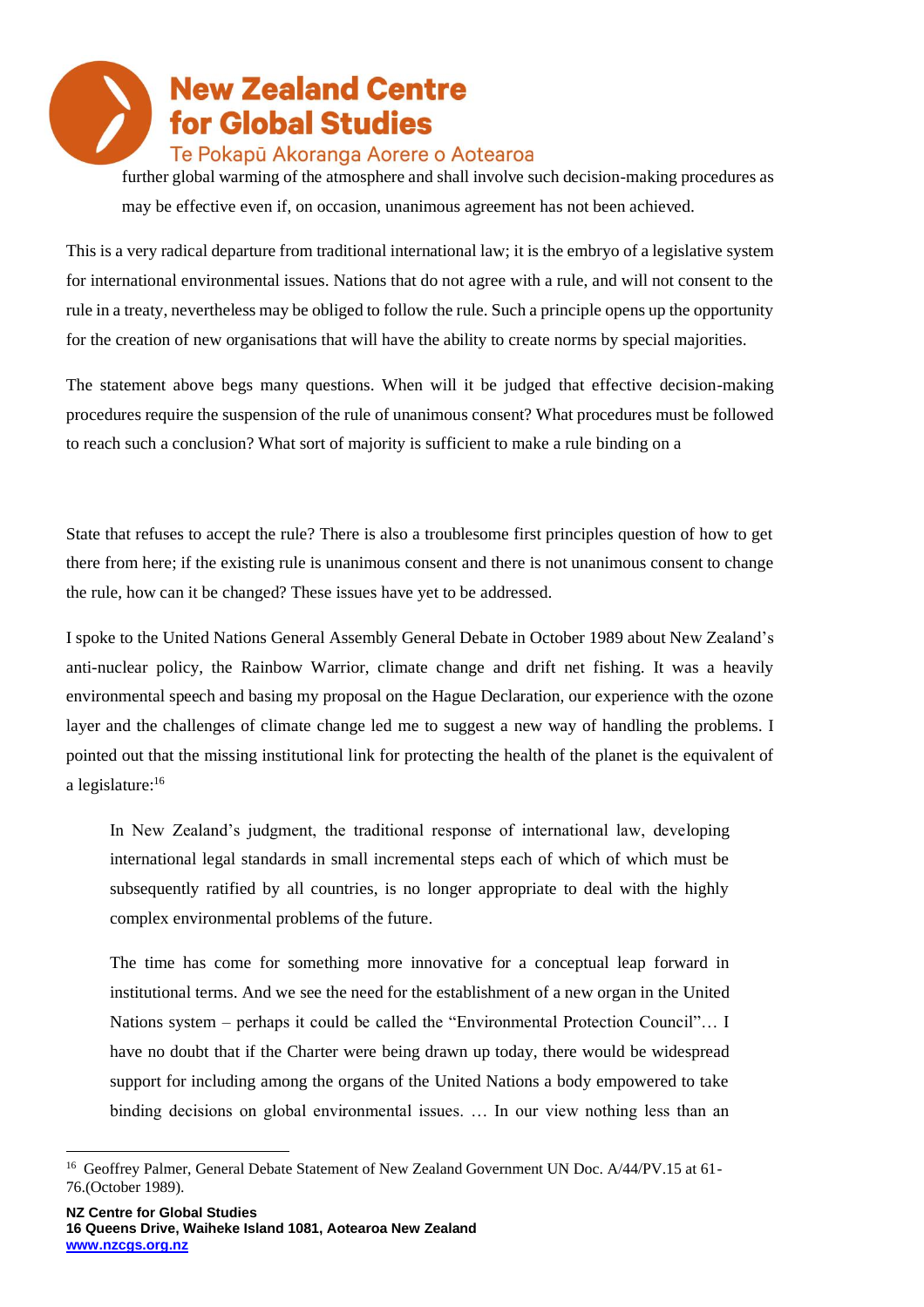further global warming of the atmosphere and shall involve such decision-making procedures as may be effective even if, on occasion, unanimous agreement has not been achieved.

This is a very radical departure from traditional international law; it is the embryo of a legislative system for international environmental issues. Nations that do not agree with a rule, and will not consent to the rule in a treaty, nevertheless may be obliged to follow the rule. Such a principle opens up the opportunity for the creation of new organisations that will have the ability to create norms by special majorities.

The statement above begs many questions. When will it be judged that effective decision-making procedures require the suspension of the rule of unanimous consent? What procedures must be followed to reach such a conclusion? What sort of majority is sufficient to make a rule binding on a State that refuses to accept the rule? There is also a troublesome first principles question of how to get there from here; if the existing rule is unanimous consent and there is not unanimous consent to change the rule, how can it be changed? These issues have yet to be addressed.

I spoke to the United Nations General Assembly General Debate in October 1989 about New Zealand's anti-nuclear policy, the Rainbow Warrior, climate change and drift net fishing. It was a heavily environmental speech and basing my proposal on the Hague Declaration, our experience with the ozone layer and the challenges of climate change led me to suggest a new way of handling the problems. I pointed out that the missing institutional link for protecting the health of the planet is the equivalent of a legislature:[16]

> In New Zealand's judgment, the traditional response of international law, developing international legal standards in small incremental steps each of which of which must be subsequently ratified by all countries, is no longer appropriate to deal with the highly complex environmental problems of the future.
>
> The time has come for something more innovative for a conceptual leap forward in institutional terms. And we see the need for the establishment of a new organ in the United Nations system – perhaps it could be called the "Environmental Protection Council"… I have no doubt that if the Charter were being drawn up today, there would be widespread support for including among the organs of the United Nations a body empowered to take binding decisions on global environmental issues. … In our view nothing less than an

[16] Geoffrey Palmer, General Debate Statement of New Zealand Government UN Doc. A/44/PV.15 at 61-76.(October 1989).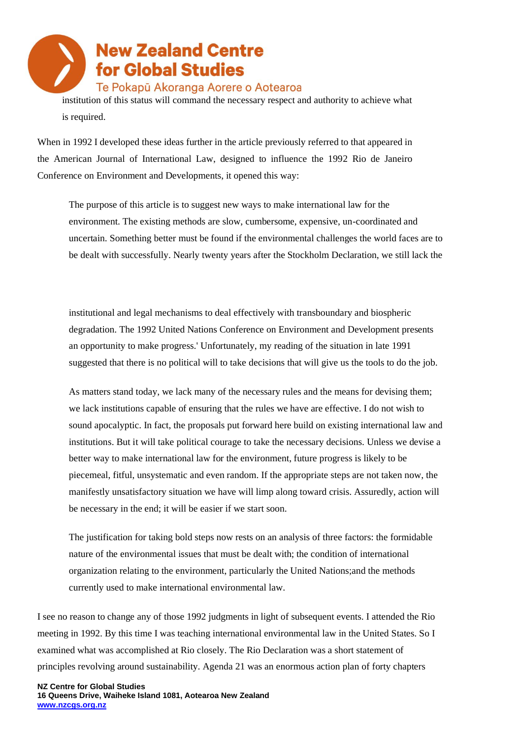institution of this status will command the necessary respect and authority to achieve what is required.

When in 1992 I developed these ideas further in the article previously referred to that appeared in the American Journal of International Law, designed to influence the 1992 Rio de Janeiro Conference on Environment and Developments, it opened this way:

> The purpose of this article is to suggest new ways to make international law for the environment. The existing methods are slow, cumbersome, expensive, un-coordinated and uncertain. Something better must be found if the environmental challenges the world faces are to be dealt with successfully. Nearly twenty years after the Stockholm Declaration, we still lack the institutional and legal mechanisms to deal effectively with transboundary and biospheric degradation. The 1992 United Nations Conference on Environment and Development presents an opportunity to make progress.' Unfortunately, my reading of the situation in late 1991 suggested that there is no political will to take decisions that will give us the tools to do the job.
>
> As matters stand today, we lack many of the necessary rules and the means for devising them; we lack institutions capable of ensuring that the rules we have are effective. I do not wish to sound apocalyptic. In fact, the proposals put forward here build on existing international law and institutions. But it will take political courage to take the necessary decisions. Unless we devise a better way to make international law for the environment, future progress is likely to be piecemeal, fitful, unsystematic and even random. If the appropriate steps are not taken now, the manifestly unsatisfactory situation we have will limp along toward crisis. Assuredly, action will be necessary in the end; it will be easier if we start soon.
>
> The justification for taking bold steps now rests on an analysis of three factors: the formidable nature of the environmental issues that must be dealt with; the condition of international organization relating to the environment, particularly the United Nations;and the methods currently used to make international environmental law.

I see no reason to change any of those 1992 judgments in light of subsequent events. I attended the Rio meeting in 1992. By this time I was teaching international environmental law in the United States. So I examined what was accomplished at Rio closely. The Rio Declaration was a short statement of principles revolving around sustainability. Agenda 21 was an enormous action plan of forty chapters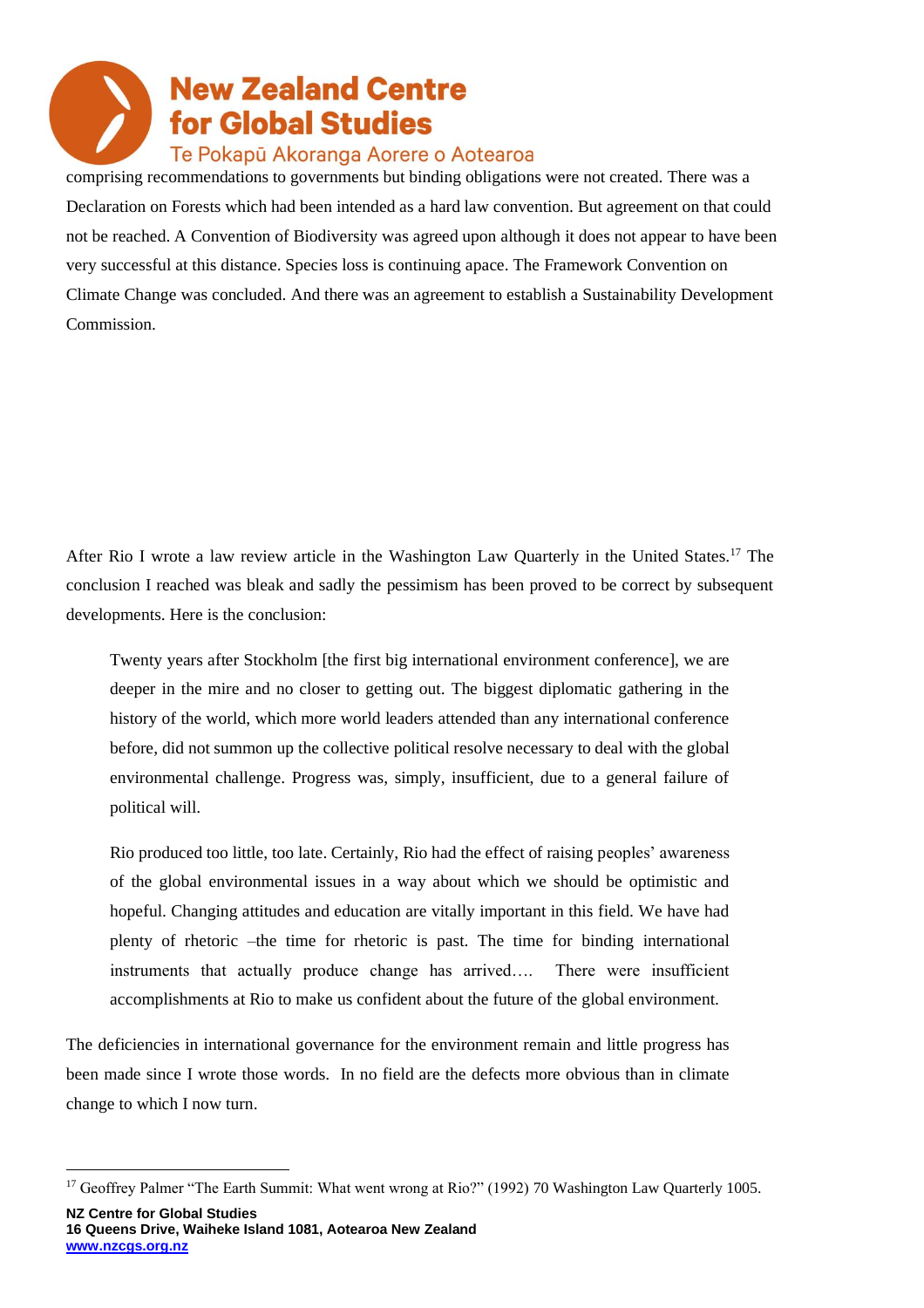comprising recommendations to governments but binding obligations were not created. There was a Declaration on Forests which had been intended as a hard law convention. But agreement on that could not be reached. A Convention of Biodiversity was agreed upon although it does not appear to have been very successful at this distance. Species loss is continuing apace. The Framework Convention on Climate Change was concluded. And there was an agreement to establish a Sustainability Development Commission.

After Rio I wrote a law review article in the Washington Law Quarterly in the United States.[17] The conclusion I reached was bleak and sadly the pessimism has been proved to be correct by subsequent developments. Here is the conclusion:

> Twenty years after Stockholm [the first big international environment conference], we are deeper in the mire and no closer to getting out. The biggest diplomatic gathering in the history of the world, which more world leaders attended than any international conference before, did not summon up the collective political resolve necessary to deal with the global environmental challenge. Progress was, simply, insufficient, due to a general failure of political will.
>
> Rio produced too little, too late. Certainly, Rio had the effect of raising peoples' awareness of the global environmental issues in a way about which we should be optimistic and hopeful. Changing attitudes and education are vitally important in this field. We have had plenty of rhetoric –the time for rhetoric is past. The time for binding international instruments that actually produce change has arrived…. There were insufficient accomplishments at Rio to make us confident about the future of the global environment.

The deficiencies in international governance for the environment remain and little progress has been made since I wrote those words. In no field are the defects more obvious than in climate change to which I now turn.

[17] Geoffrey Palmer "The Earth Summit: What went wrong at Rio?" (1992) 70 Washington Law Quarterly 1005.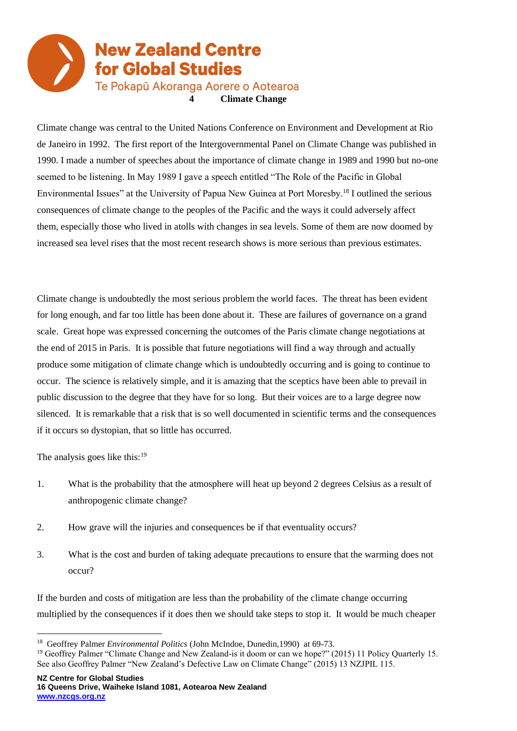## 4 Climate Change

Climate change was central to the United Nations Conference on Environment and Development at Rio de Janeiro in 1992. The first report of the Intergovernmental Panel on Climate Change was published in 1990. I made a number of speeches about the importance of climate change in 1989 and 1990 but no-one seemed to be listening. In May 1989 I gave a speech entitled "The Role of the Pacific in Global Environmental Issues" at the University of Papua New Guinea at Port Moresby.[18] I outlined the serious consequences of climate change to the peoples of the Pacific and the ways it could adversely affect them, especially those who lived in atolls with changes in sea levels. Some of them are now doomed by increased sea level rises that the most recent research shows is more serious than previous estimates.

Climate change is undoubtedly the most serious problem the world faces. The threat has been evident for long enough, and far too little has been done about it. These are failures of governance on a grand scale. Great hope was expressed concerning the outcomes of the Paris climate change negotiations at the end of 2015 in Paris. It is possible that future negotiations will find a way through and actually produce some mitigation of climate change which is undoubtedly occurring and is going to continue to occur. The science is relatively simple, and it is amazing that the sceptics have been able to prevail in public discussion to the degree that they have for so long. But their voices are to a large degree now silenced. It is remarkable that a risk that is so well documented in scientific terms and the consequences if it occurs so dystopian, that so little has occurred.

The analysis goes like this:[19]

1. What is the probability that the atmosphere will heat up beyond 2 degrees Celsius as a result of anthropogenic climate change?
2. How grave will the injuries and consequences be if that eventuality occurs?
3. What is the cost and burden of taking adequate precautions to ensure that the warming does not occur?

If the burden and costs of mitigation are less than the probability of the climate change occurring multiplied by the consequences if it does then we should take steps to stop it. It would be much cheaper

---

[18] Geoffrey Palmer *Environmental Politics* (John McIndoe, Dunedin,1990) at 69-73.

[19] Geoffrey Palmer "Climate Change and New Zealand-is it doom or can we hope?" (2015) 11 Policy Quarterly 15. See also Geoffrey Palmer "New Zealand's Defective Law on Climate Change" (2015) 13 NZJPIL 115.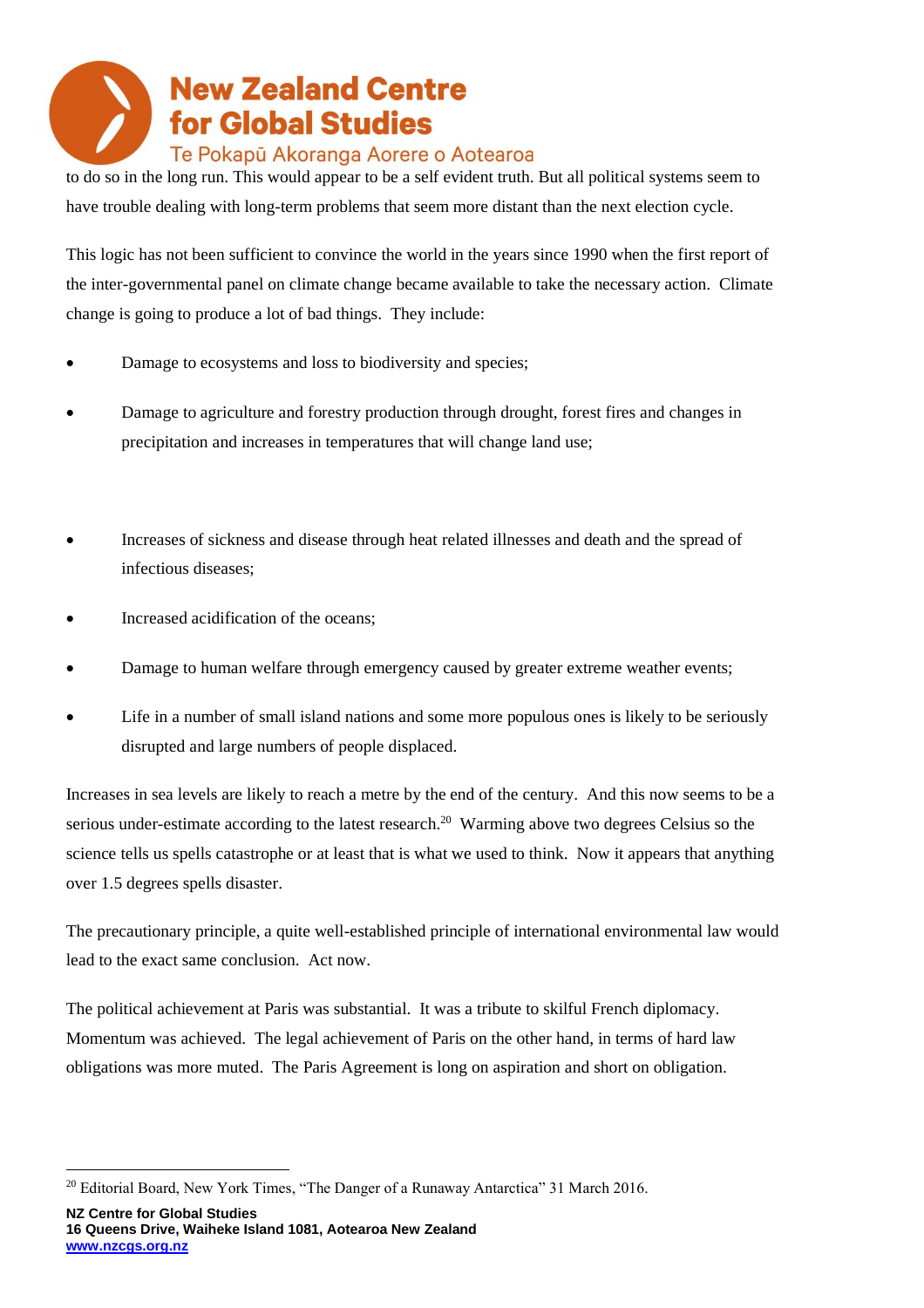to do so in the long run. This would appear to be a self evident truth. But all political systems seem to have trouble dealing with long-term problems that seem more distant than the next election cycle.

This logic has not been sufficient to convince the world in the years since 1990 when the first report of the inter-governmental panel on climate change became available to take the necessary action. Climate change is going to produce a lot of bad things. They include:

- Damage to ecosystems and loss to biodiversity and species;
- Damage to agriculture and forestry production through drought, forest fires and changes in precipitation and increases in temperatures that will change land use;
- Increases of sickness and disease through heat related illnesses and death and the spread of infectious diseases;
- Increased acidification of the oceans;
- Damage to human welfare through emergency caused by greater extreme weather events;
- Life in a number of small island nations and some more populous ones is likely to be seriously disrupted and large numbers of people displaced.

Increases in sea levels are likely to reach a metre by the end of the century. And this now seems to be a serious under-estimate according to the latest research.[20] Warming above two degrees Celsius so the science tells us spells catastrophe or at least that is what we used to think. Now it appears that anything over 1.5 degrees spells disaster.

The precautionary principle, a quite well-established principle of international environmental law would lead to the exact same conclusion. Act now.

The political achievement at Paris was substantial. It was a tribute to skilful French diplomacy. Momentum was achieved. The legal achievement of Paris on the other hand, in terms of hard law obligations was more muted. The Paris Agreement is long on aspiration and short on obligation.

[20] Editorial Board, New York Times, "The Danger of a Runaway Antarctica" 31 March 2016.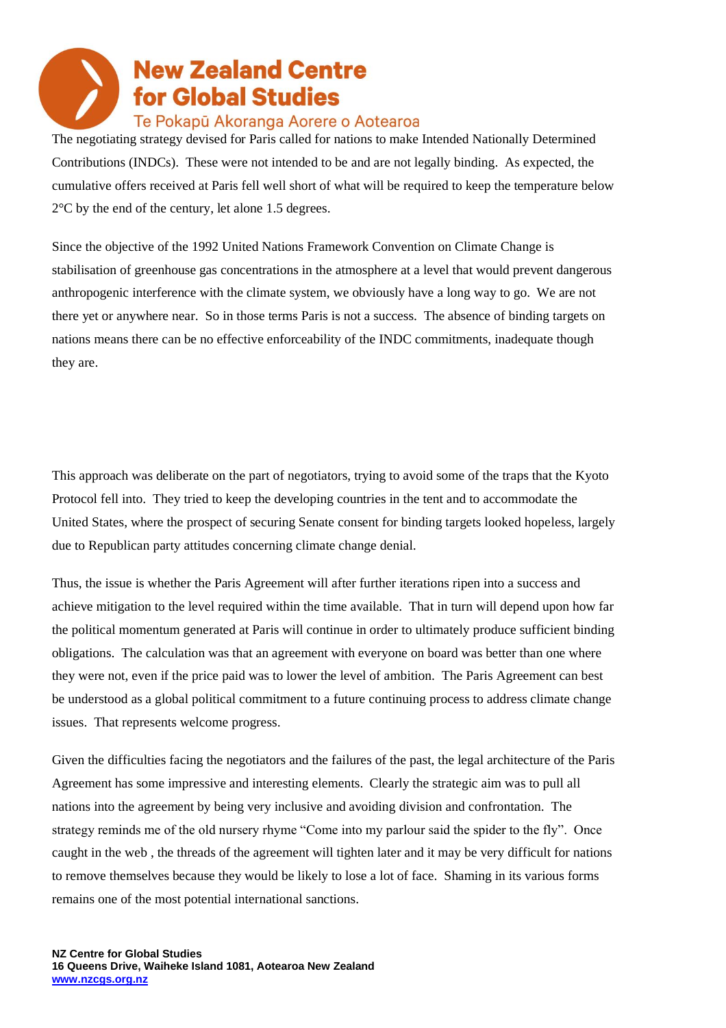The negotiating strategy devised for Paris called for nations to make Intended Nationally Determined Contributions (INDCs). These were not intended to be and are not legally binding. As expected, the cumulative offers received at Paris fell well short of what will be required to keep the temperature below 2°C by the end of the century, let alone 1.5 degrees.

Since the objective of the 1992 United Nations Framework Convention on Climate Change is stabilisation of greenhouse gas concentrations in the atmosphere at a level that would prevent dangerous anthropogenic interference with the climate system, we obviously have a long way to go. We are not there yet or anywhere near. So in those terms Paris is not a success. The absence of binding targets on nations means there can be no effective enforceability of the INDC commitments, inadequate though they are.

This approach was deliberate on the part of negotiators, trying to avoid some of the traps that the Kyoto Protocol fell into. They tried to keep the developing countries in the tent and to accommodate the United States, where the prospect of securing Senate consent for binding targets looked hopeless, largely due to Republican party attitudes concerning climate change denial.

Thus, the issue is whether the Paris Agreement will after further iterations ripen into a success and achieve mitigation to the level required within the time available. That in turn will depend upon how far the political momentum generated at Paris will continue in order to ultimately produce sufficient binding obligations. The calculation was that an agreement with everyone on board was better than one where they were not, even if the price paid was to lower the level of ambition. The Paris Agreement can best be understood as a global political commitment to a future continuing process to address climate change issues. That represents welcome progress.

Given the difficulties facing the negotiators and the failures of the past, the legal architecture of the Paris Agreement has some impressive and interesting elements. Clearly the strategic aim was to pull all nations into the agreement by being very inclusive and avoiding division and confrontation. The strategy reminds me of the old nursery rhyme "Come into my parlour said the spider to the fly". Once caught in the web , the threads of the agreement will tighten later and it may be very difficult for nations to remove themselves because they would be likely to lose a lot of face. Shaming in its various forms remains one of the most potential international sanctions.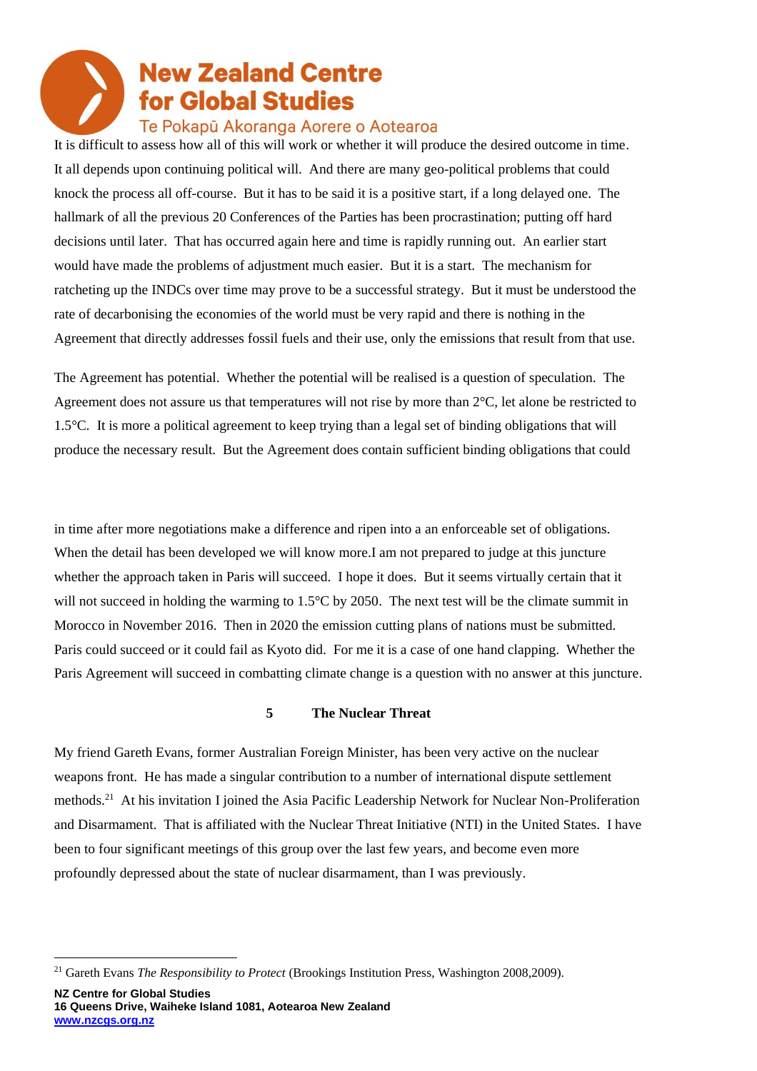It is difficult to assess how all of this will work or whether it will produce the desired outcome in time. It all depends upon continuing political will. And there are many geo-political problems that could knock the process all off-course. But it has to be said it is a positive start, if a long delayed one. The hallmark of all the previous 20 Conferences of the Parties has been procrastination; putting off hard decisions until later. That has occurred again here and time is rapidly running out. An earlier start would have made the problems of adjustment much easier. But it is a start. The mechanism for ratcheting up the INDCs over time may prove to be a successful strategy. But it must be understood the rate of decarbonising the economies of the world must be very rapid and there is nothing in the Agreement that directly addresses fossil fuels and their use, only the emissions that result from that use.

The Agreement has potential. Whether the potential will be realised is a question of speculation. The Agreement does not assure us that temperatures will not rise by more than 2°C, let alone be restricted to 1.5°C. It is more a political agreement to keep trying than a legal set of binding obligations that will produce the necessary result. But the Agreement does contain sufficient binding obligations that could in time after more negotiations make a difference and ripen into a an enforceable set of obligations. When the detail has been developed we will know more.I am not prepared to judge at this juncture whether the approach taken in Paris will succeed. I hope it does. But it seems virtually certain that it will not succeed in holding the warming to 1.5°C by 2050. The next test will be the climate summit in Morocco in November 2016. Then in 2020 the emission cutting plans of nations must be submitted. Paris could succeed or it could fail as Kyoto did. For me it is a case of one hand clapping. Whether the Paris Agreement will succeed in combatting climate change is a question with no answer at this juncture.

## 5 The Nuclear Threat

My friend Gareth Evans, former Australian Foreign Minister, has been very active on the nuclear weapons front. He has made a singular contribution to a number of international dispute settlement methods.[21] At his invitation I joined the Asia Pacific Leadership Network for Nuclear Non-Proliferation and Disarmament. That is affiliated with the Nuclear Threat Initiative (NTI) in the United States. I have been to four significant meetings of this group over the last few years, and become even more profoundly depressed about the state of nuclear disarmament, than I was previously.

[21] Gareth Evans *The Responsibility to Protect* (Brookings Institution Press, Washington 2008,2009).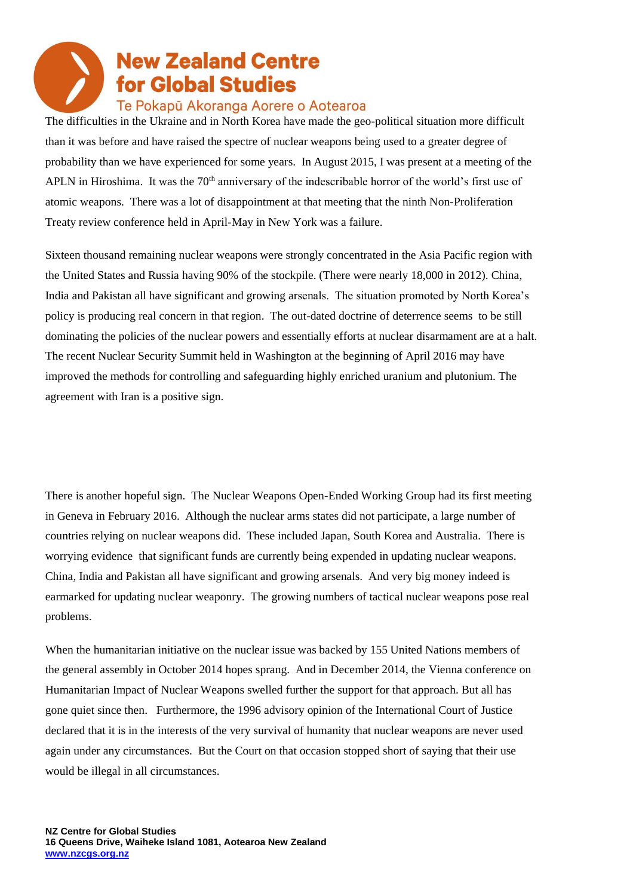The difficulties in the Ukraine and in North Korea have made the geo-political situation more difficult than it was before and have raised the spectre of nuclear weapons being used to a greater degree of probability than we have experienced for some years. In August 2015, I was present at a meeting of the APLN in Hiroshima. It was the 70th anniversary of the indescribable horror of the world's first use of atomic weapons. There was a lot of disappointment at that meeting that the ninth Non-Proliferation Treaty review conference held in April-May in New York was a failure.

Sixteen thousand remaining nuclear weapons were strongly concentrated in the Asia Pacific region with the United States and Russia having 90% of the stockpile. (There were nearly 18,000 in 2012). China, India and Pakistan all have significant and growing arsenals. The situation promoted by North Korea's policy is producing real concern in that region. The out-dated doctrine of deterrence seems to be still dominating the policies of the nuclear powers and essentially efforts at nuclear disarmament are at a halt. The recent Nuclear Security Summit held in Washington at the beginning of April 2016 may have improved the methods for controlling and safeguarding highly enriched uranium and plutonium. The agreement with Iran is a positive sign.

There is another hopeful sign. The Nuclear Weapons Open-Ended Working Group had its first meeting in Geneva in February 2016. Although the nuclear arms states did not participate, a large number of countries relying on nuclear weapons did. These included Japan, South Korea and Australia. There is worrying evidence that significant funds are currently being expended in updating nuclear weapons. China, India and Pakistan all have significant and growing arsenals. And very big money indeed is earmarked for updating nuclear weaponry. The growing numbers of tactical nuclear weapons pose real problems.

When the humanitarian initiative on the nuclear issue was backed by 155 United Nations members of the general assembly in October 2014 hopes sprang. And in December 2014, the Vienna conference on Humanitarian Impact of Nuclear Weapons swelled further the support for that approach. But all has gone quiet since then. Furthermore, the 1996 advisory opinion of the International Court of Justice declared that it is in the interests of the very survival of humanity that nuclear weapons are never used again under any circumstances. But the Court on that occasion stopped short of saying that their use would be illegal in all circumstances.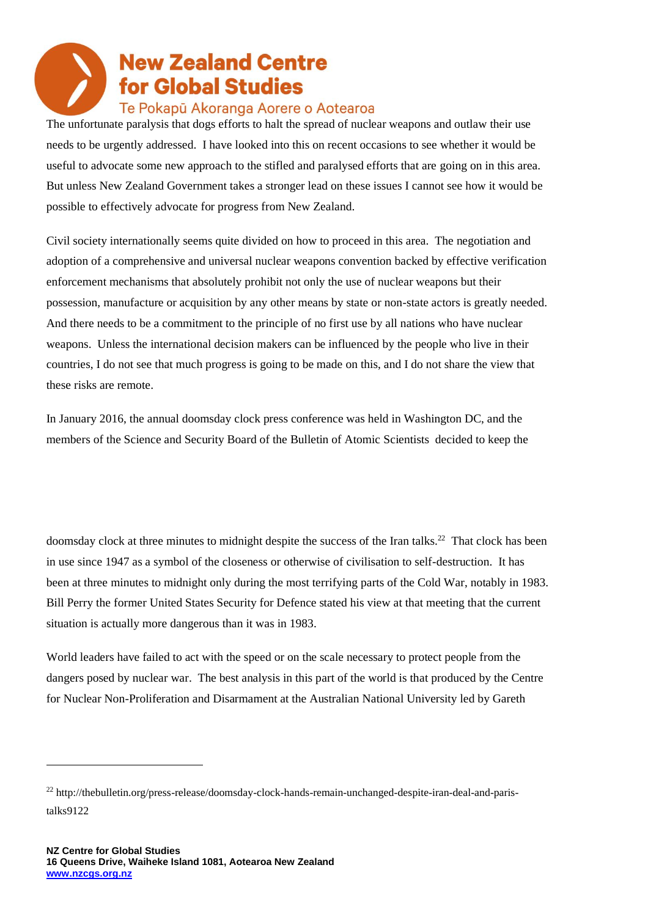The unfortunate paralysis that dogs efforts to halt the spread of nuclear weapons and outlaw their use needs to be urgently addressed. I have looked into this on recent occasions to see whether it would be useful to advocate some new approach to the stifled and paralysed efforts that are going on in this area. But unless New Zealand Government takes a stronger lead on these issues I cannot see how it would be possible to effectively advocate for progress from New Zealand.

Civil society internationally seems quite divided on how to proceed in this area. The negotiation and adoption of a comprehensive and universal nuclear weapons convention backed by effective verification enforcement mechanisms that absolutely prohibit not only the use of nuclear weapons but their possession, manufacture or acquisition by any other means by state or non-state actors is greatly needed. And there needs to be a commitment to the principle of no first use by all nations who have nuclear weapons. Unless the international decision makers can be influenced by the people who live in their countries, I do not see that much progress is going to be made on this, and I do not share the view that these risks are remote.

In January 2016, the annual doomsday clock press conference was held in Washington DC, and the members of the Science and Security Board of the Bulletin of Atomic Scientists decided to keep the doomsday clock at three minutes to midnight despite the success of the Iran talks.[22] That clock has been in use since 1947 as a symbol of the closeness or otherwise of civilisation to self-destruction. It has been at three minutes to midnight only during the most terrifying parts of the Cold War, notably in 1983. Bill Perry the former United States Security for Defence stated his view at that meeting that the current situation is actually more dangerous than it was in 1983.

World leaders have failed to act with the speed or on the scale necessary to protect people from the dangers posed by nuclear war. The best analysis in this part of the world is that produced by the Centre for Nuclear Non-Proliferation and Disarmament at the Australian National University led by Gareth

---

[22] http://thebulletin.org/press-release/doomsday-clock-hands-remain-unchanged-despite-iran-deal-and-paris-talks9122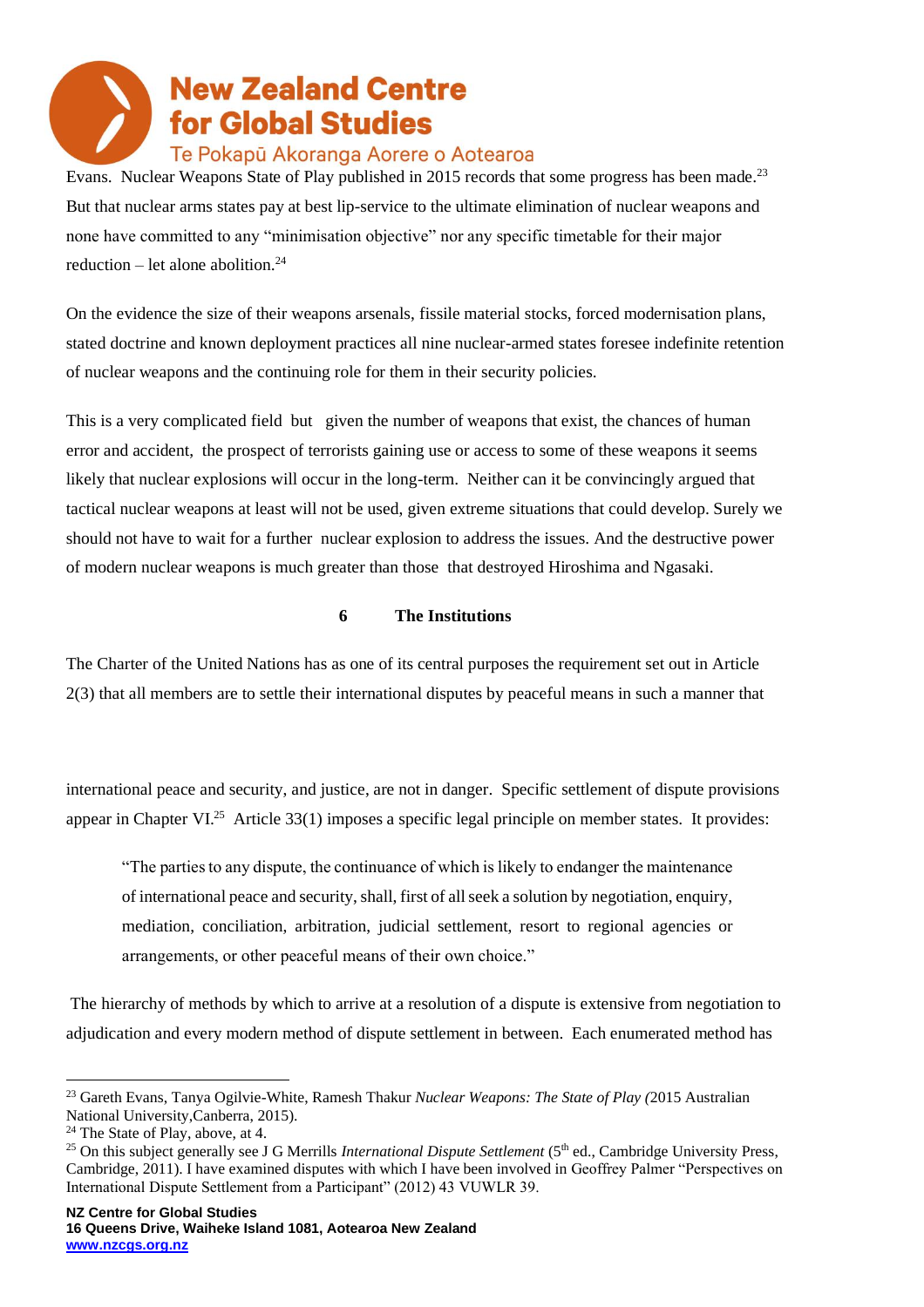Evans. Nuclear Weapons State of Play published in 2015 records that some progress has been made.[23] But that nuclear arms states pay at best lip-service to the ultimate elimination of nuclear weapons and none have committed to any "minimisation objective" nor any specific timetable for their major reduction – let alone abolition.[24]

On the evidence the size of their weapons arsenals, fissile material stocks, forced modernisation plans, stated doctrine and known deployment practices all nine nuclear-armed states foresee indefinite retention of nuclear weapons and the continuing role for them in their security policies.

This is a very complicated field but given the number of weapons that exist, the chances of human error and accident, the prospect of terrorists gaining use or access to some of these weapons it seems likely that nuclear explosions will occur in the long-term. Neither can it be convincingly argued that tactical nuclear weapons at least will not be used, given extreme situations that could develop. Surely we should not have to wait for a further nuclear explosion to address the issues. And the destructive power of modern nuclear weapons is much greater than those that destroyed Hiroshima and Ngasaki.

## 6 The Institutions

The Charter of the United Nations has as one of its central purposes the requirement set out in Article 2(3) that all members are to settle their international disputes by peaceful means in such a manner that international peace and security, and justice, are not in danger. Specific settlement of dispute provisions appear in Chapter VI.[25] Article 33(1) imposes a specific legal principle on member states. It provides:

> "The parties to any dispute, the continuance of which is likely to endanger the maintenance of international peace and security, shall, first of all seek a solution by negotiation, enquiry, mediation, conciliation, arbitration, judicial settlement, resort to regional agencies or arrangements, or other peaceful means of their own choice."

The hierarchy of methods by which to arrive at a resolution of a dispute is extensive from negotiation to adjudication and every modern method of dispute settlement in between. Each enumerated method has

---

[23] Gareth Evans, Tanya Ogilvie-White, Ramesh Thakur *Nuclear Weapons: The State of Play (*2015 Australian National University,Canberra, 2015).

[24] The State of Play, above, at 4.

[25] On this subject generally see J G Merrills *International Dispute Settlement* (5th ed., Cambridge University Press, Cambridge, 2011). I have examined disputes with which I have been involved in Geoffrey Palmer "Perspectives on International Dispute Settlement from a Participant" (2012) 43 VUWLR 39.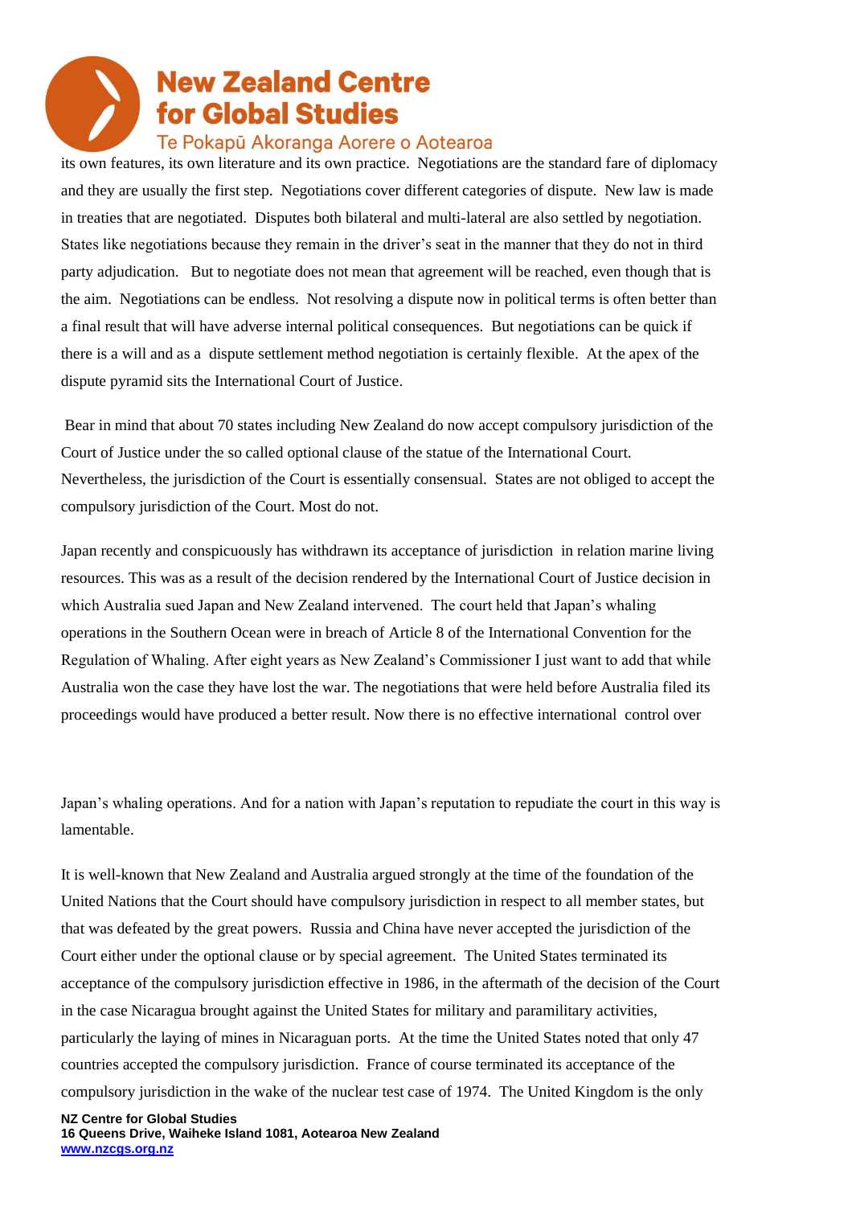its own features, its own literature and its own practice. Negotiations are the standard fare of diplomacy and they are usually the first step. Negotiations cover different categories of dispute. New law is made in treaties that are negotiated. Disputes both bilateral and multi-lateral are also settled by negotiation. States like negotiations because they remain in the driver's seat in the manner that they do not in third party adjudication. But to negotiate does not mean that agreement will be reached, even though that is the aim. Negotiations can be endless. Not resolving a dispute now in political terms is often better than a final result that will have adverse internal political consequences. But negotiations can be quick if there is a will and as a dispute settlement method negotiation is certainly flexible. At the apex of the dispute pyramid sits the International Court of Justice.

Bear in mind that about 70 states including New Zealand do now accept compulsory jurisdiction of the Court of Justice under the so called optional clause of the statue of the International Court. Nevertheless, the jurisdiction of the Court is essentially consensual. States are not obliged to accept the compulsory jurisdiction of the Court. Most do not.

Japan recently and conspicuously has withdrawn its acceptance of jurisdiction in relation marine living resources. This was as a result of the decision rendered by the International Court of Justice decision in which Australia sued Japan and New Zealand intervened. The court held that Japan's whaling operations in the Southern Ocean were in breach of Article 8 of the International Convention for the Regulation of Whaling. After eight years as New Zealand's Commissioner I just want to add that while Australia won the case they have lost the war. The negotiations that were held before Australia filed its proceedings would have produced a better result. Now there is no effective international control over Japan's whaling operations. And for a nation with Japan's reputation to repudiate the court in this way is lamentable.

It is well-known that New Zealand and Australia argued strongly at the time of the foundation of the United Nations that the Court should have compulsory jurisdiction in respect to all member states, but that was defeated by the great powers. Russia and China have never accepted the jurisdiction of the Court either under the optional clause or by special agreement. The United States terminated its acceptance of the compulsory jurisdiction effective in 1986, in the aftermath of the decision of the Court in the case Nicaragua brought against the United States for military and paramilitary activities, particularly the laying of mines in Nicaraguan ports. At the time the United States noted that only 47 countries accepted the compulsory jurisdiction. France of course terminated its acceptance of the compulsory jurisdiction in the wake of the nuclear test case of 1974. The United Kingdom is the only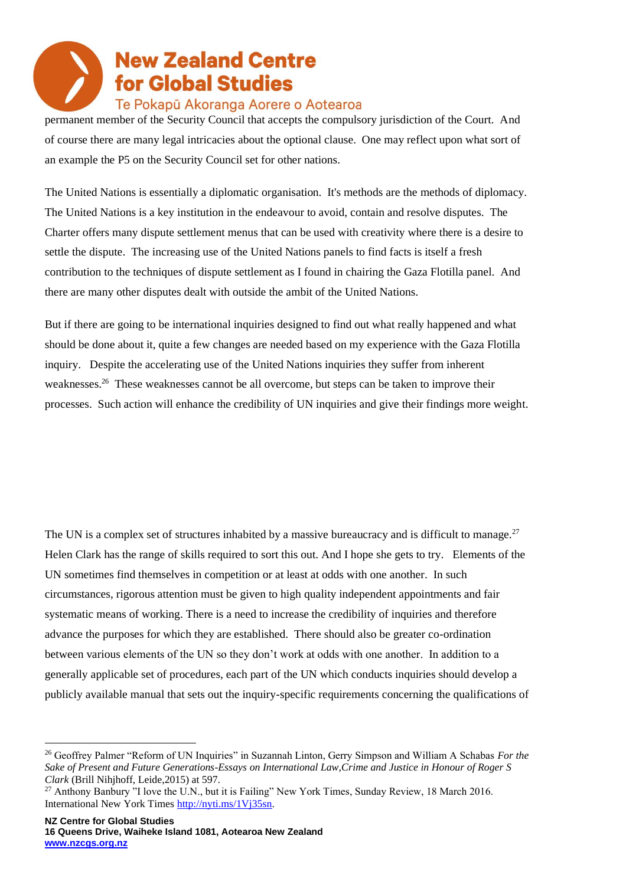permanent member of the Security Council that accepts the compulsory jurisdiction of the Court. And of course there are many legal intricacies about the optional clause. One may reflect upon what sort of an example the P5 on the Security Council set for other nations.

The United Nations is essentially a diplomatic organisation. It's methods are the methods of diplomacy. The United Nations is a key institution in the endeavour to avoid, contain and resolve disputes. The Charter offers many dispute settlement menus that can be used with creativity where there is a desire to settle the dispute. The increasing use of the United Nations panels to find facts is itself a fresh contribution to the techniques of dispute settlement as I found in chairing the Gaza Flotilla panel. And there are many other disputes dealt with outside the ambit of the United Nations.

But if there are going to be international inquiries designed to find out what really happened and what should be done about it, quite a few changes are needed based on my experience with the Gaza Flotilla inquiry. Despite the accelerating use of the United Nations inquiries they suffer from inherent weaknesses.[26] These weaknesses cannot be all overcome, but steps can be taken to improve their processes. Such action will enhance the credibility of UN inquiries and give their findings more weight.

The UN is a complex set of structures inhabited by a massive bureaucracy and is difficult to manage.[27] Helen Clark has the range of skills required to sort this out. And I hope she gets to try. Elements of the UN sometimes find themselves in competition or at least at odds with one another. In such circumstances, rigorous attention must be given to high quality independent appointments and fair systematic means of working. There is a need to increase the credibility of inquiries and therefore advance the purposes for which they are established. There should also be greater co-ordination between various elements of the UN so they don't work at odds with one another. In addition to a generally applicable set of procedures, each part of the UN which conducts inquiries should develop a publicly available manual that sets out the inquiry-specific requirements concerning the qualifications of

---

[26] Geoffrey Palmer "Reform of UN Inquiries" in Suzannah Linton, Gerry Simpson and William A Schabas *For the Sake of Present and Future Generations-Essays on International Law,Crime and Justice in Honour of Roger S Clark* (Brill Nihjhoff, Leide,2015) at 597.

[27] Anthony Banbury "I love the U.N., but it is Failing" New York Times, Sunday Review, 18 March 2016. International New York Times http://nyti.ms/1Vj35sn.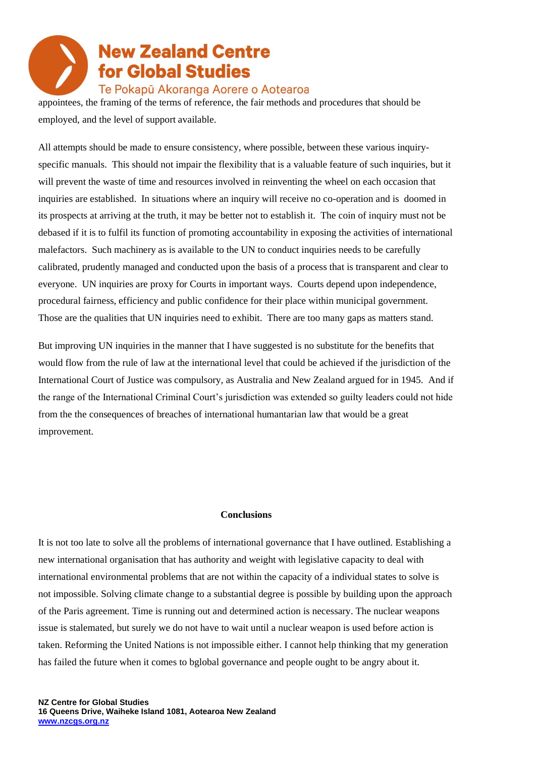appointees, the framing of the terms of reference, the fair methods and procedures that should be employed, and the level of support available.

All attempts should be made to ensure consistency, where possible, between these various inquiry-specific manuals. This should not impair the flexibility that is a valuable feature of such inquiries, but it will prevent the waste of time and resources involved in reinventing the wheel on each occasion that inquiries are established. In situations where an inquiry will receive no co-operation and is doomed in its prospects at arriving at the truth, it may be better not to establish it. The coin of inquiry must not be debased if it is to fulfil its function of promoting accountability in exposing the activities of international malefactors. Such machinery as is available to the UN to conduct inquiries needs to be carefully calibrated, prudently managed and conducted upon the basis of a process that is transparent and clear to everyone. UN inquiries are proxy for Courts in important ways. Courts depend upon independence, procedural fairness, efficiency and public confidence for their place within municipal government. Those are the qualities that UN inquiries need to exhibit. There are too many gaps as matters stand.

But improving UN inquiries in the manner that I have suggested is no substitute for the benefits that would flow from the rule of law at the international level that could be achieved if the jurisdiction of the International Court of Justice was compulsory, as Australia and New Zealand argued for in 1945. And if the range of the International Criminal Court's jurisdiction was extended so guilty leaders could not hide from the the consequences of breaches of international humanitarian law that would be a great improvement.

## Conclusions

It is not too late to solve all the problems of international governance that I have outlined. Establishing a new international organisation that has authority and weight with legislative capacity to deal with international environmental problems that are not within the capacity of a individual states to solve is not impossible. Solving climate change to a substantial degree is possible by building upon the approach of the Paris agreement. Time is running out and determined action is necessary. The nuclear weapons issue is stalemated, but surely we do not have to wait until a nuclear weapon is used before action is taken. Reforming the United Nations is not impossible either. I cannot help thinking that my generation has failed the future when it comes to bglobal governance and people ought to be angry about it.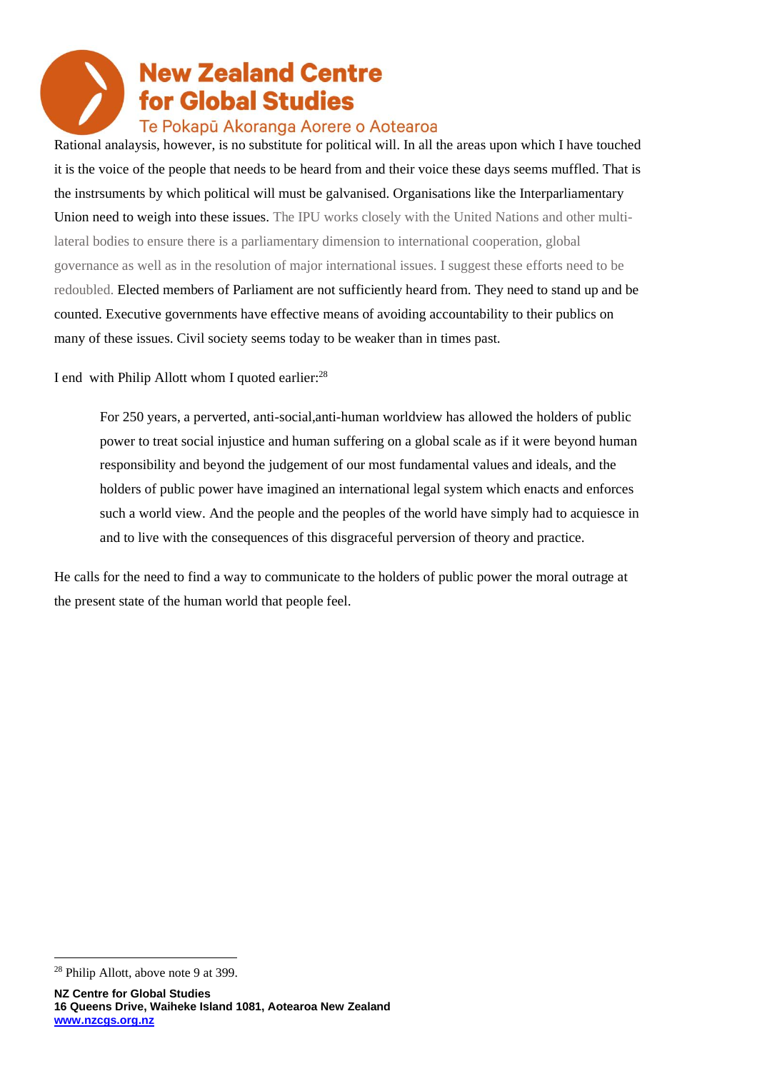Rational analaysis, however, is no substitute for political will. In all the areas upon which I have touched it is the voice of the people that needs to be heard from and their voice these days seems muffled. That is the instrsuments by which political will must be galvanised. Organisations like the Interparliamentary Union need to weigh into these issues. The IPU works closely with the United Nations and other multi-lateral bodies to ensure there is a parliamentary dimension to international cooperation, global governance as well as in the resolution of major international issues. I suggest these efforts need to be redoubled. Elected members of Parliament are not sufficiently heard from. They need to stand up and be counted. Executive governments have effective means of avoiding accountability to their publics on many of these issues. Civil society seems today to be weaker than in times past.

I end with Philip Allott whom I quoted earlier:[28]

> For 250 years, a perverted, anti-social,anti-human worldview has allowed the holders of public power to treat social injustice and human suffering on a global scale as if it were beyond human responsibility and beyond the judgement of our most fundamental values and ideals, and the holders of public power have imagined an international legal system which enacts and enforces such a world view. And the people and the peoples of the world have simply had to acquiesce in and to live with the consequences of this disgraceful perversion of theory and practice.

He calls for the need to find a way to communicate to the holders of public power the moral outrage at the present state of the human world that people feel.

[28] Philip Allott, above note 9 at 399.